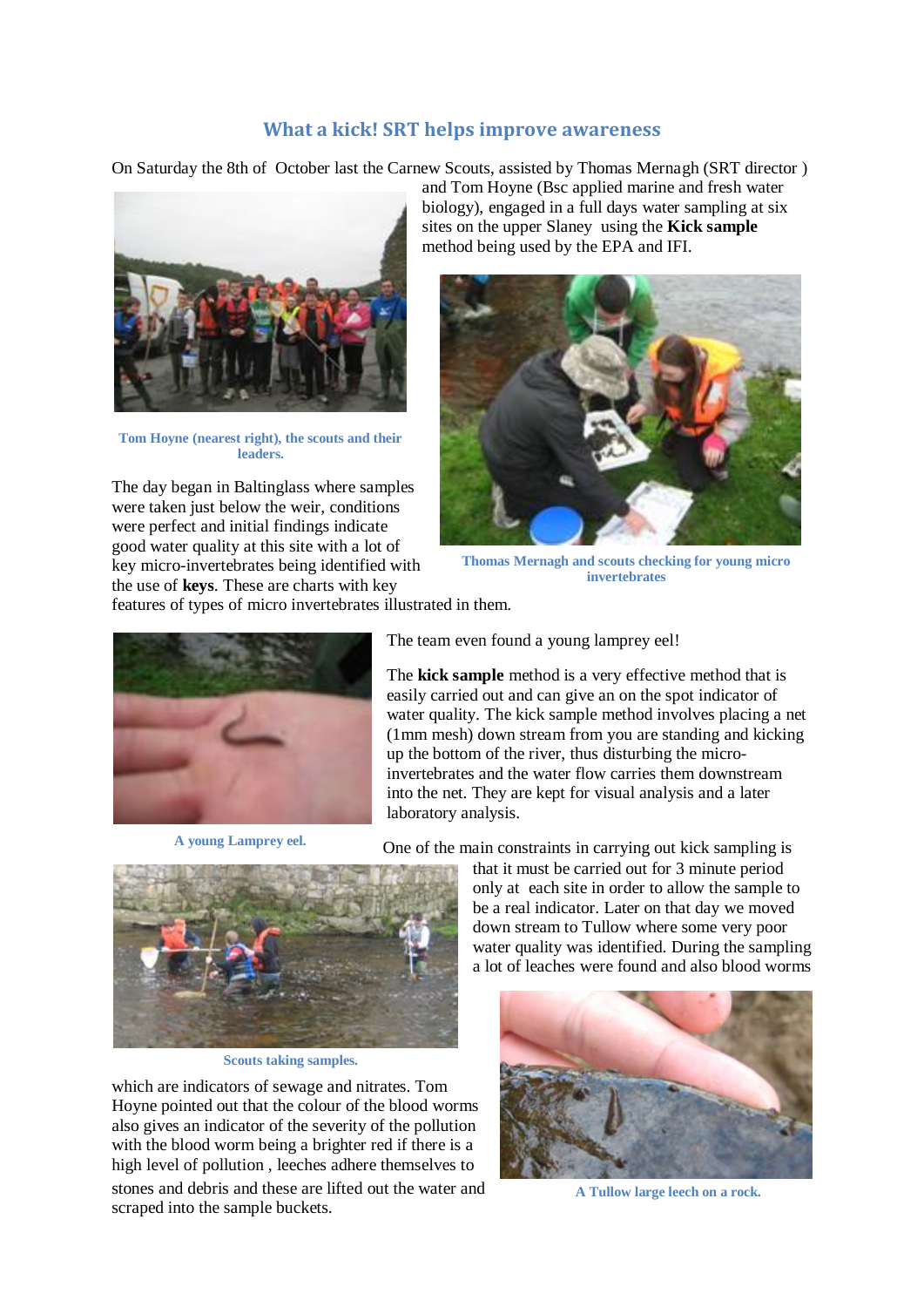## What a kick! SRT helps improve awareness

On Saturday the 8th of October last the Carnew Scouts, assisted by Thomas Mernagh (SRT director ) and Tom Hoyne (Bsc applied marine and fresh water biology), engaged in a full days water sampling at six sites on the upper Slaney using the **Kick sample** method being used by the EPA and IFI.

Tom Hoyne (nearest right), the scouts and their leaders.

Thomas Mernagh and scouts checking for young micro invertebrates

The day began in Baltinglass where samples were taken just below the weir, conditions were perfect and initial findings indicate good water quality at this site with a lot of key micro-invertebrates being identified with the use of **keys**. These are charts with key features of types of micro invertebrates illustrated in them.

The team even found a young lamprey eel!

The **kick sample** method is a very effective method that is easily carried out and can give an on the spot indicator of water quality. The kick sample method involves placing a net (1mm mesh) down stream from you are standing and kicking up the bottom of the river, thus disturbing the micro-invertebrates and the water flow carries them downstream into the net. They are kept for visual analysis and a later laboratory analysis.

A young Lamprey eel.

One of the main constraints in carrying out kick sampling is that it must be carried out for 3 minute period only at each site in order to allow the sample to be a real indicator. Later on that day we moved down stream to Tullow where some very poor water quality was identified. During the sampling a lot of leaches were found and also blood worms which are indicators of sewage and nitrates. Tom Hoyne pointed out that the colour of the blood worms also gives an indicator of the severity of the pollution with the blood worm being a brighter red if there is a high level of pollution , leeches adhere themselves to stones and debris and these are lifted out the water and scraped into the sample buckets.

Scouts taking samples.

A Tullow large leech on a rock.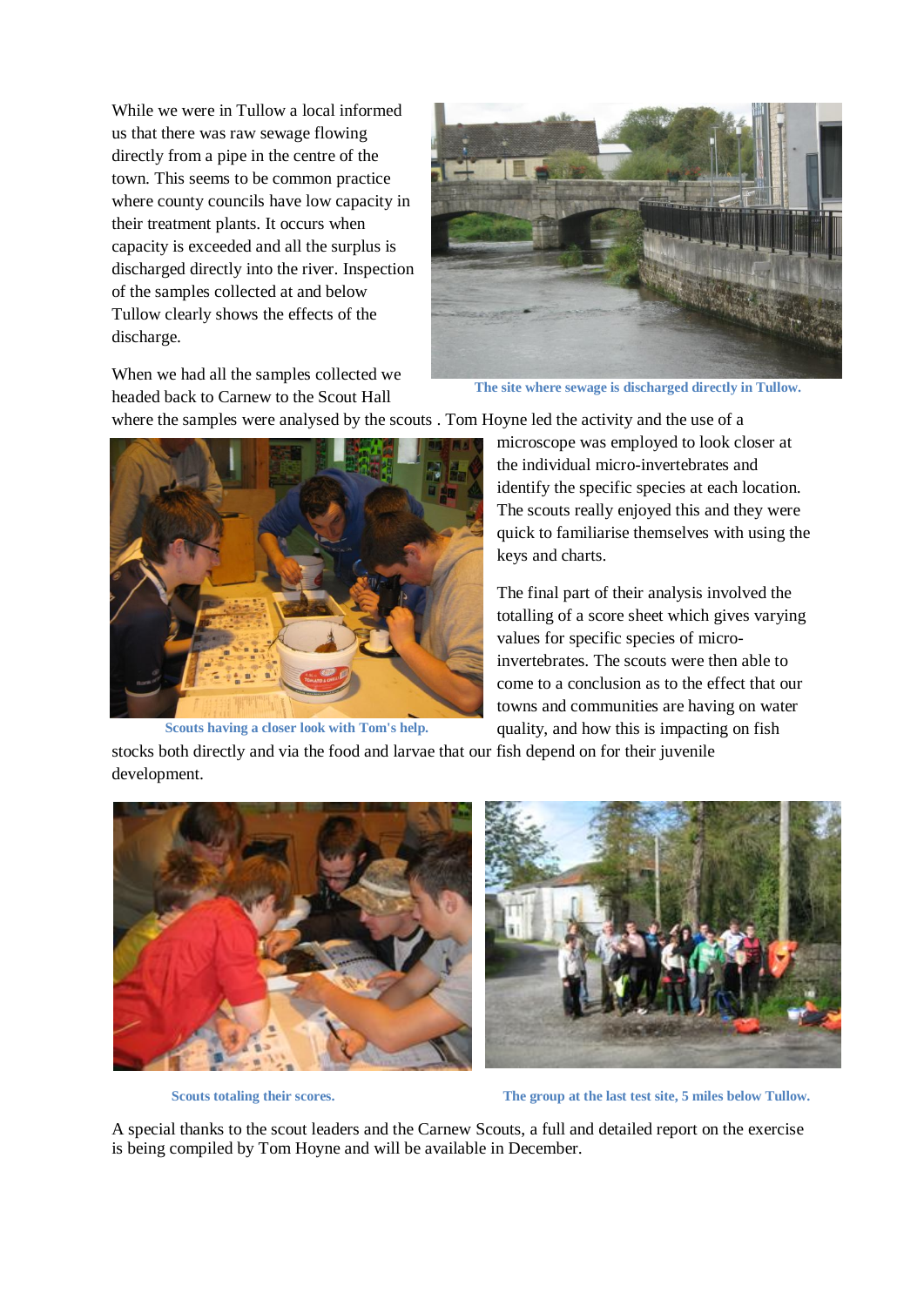While we were in Tullow a local informed us that there was raw sewage flowing directly from a pipe in the centre of the town. This seems to be common practice where county councils have low capacity in their treatment plants. It occurs when capacity is exceeded and all the surplus is discharged directly into the river. Inspection of the samples collected at and below Tullow clearly shows the effects of the discharge.

**The site where sewage is discharged directly in Tullow.**

When we had all the samples collected we headed back to Carnew to the Scout Hall where the samples were analysed by the scouts . Tom Hoyne led the activity and the use of a microscope was employed to look closer at the individual micro-invertebrates and identify the specific species at each location. The scouts really enjoyed this and they were quick to familiarise themselves with using the keys and charts.

**Scouts having a closer look with Tom's help.**

The final part of their analysis involved the totalling of a score sheet which gives varying values for specific species of micro-invertebrates. The scouts were then able to come to a conclusion as to the effect that our towns and communities are having on water quality, and how this is impacting on fish stocks both directly and via the food and larvae that our fish depend on for their juvenile development.

**Scouts totaling their scores.**

**The group at the last test site, 5 miles below Tullow.**

A special thanks to the scout leaders and the Carnew Scouts, a full and detailed report on the exercise is being compiled by Tom Hoyne and will be available in December.